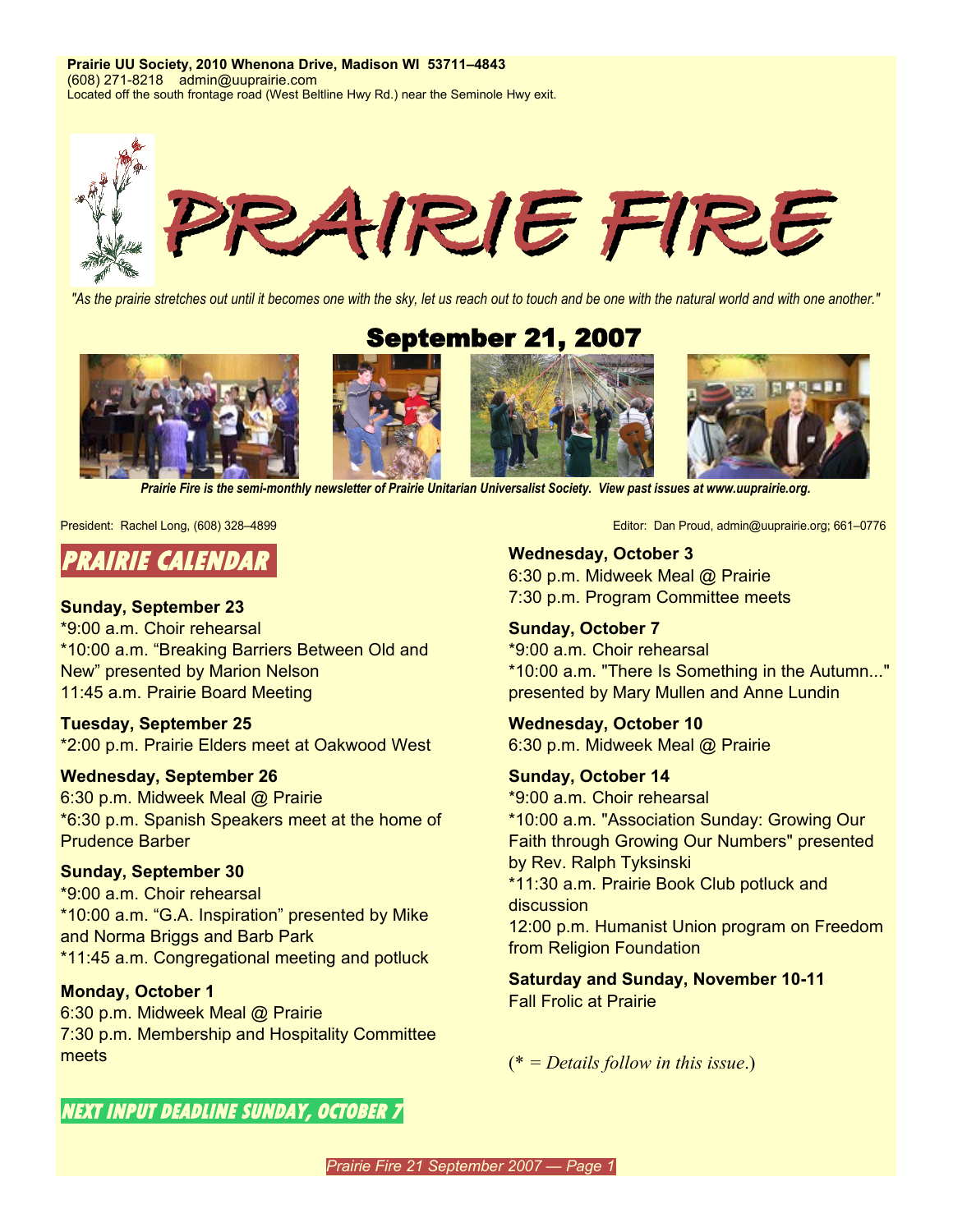**Prairie UU Society, 2010 Whenona Drive, Madison WI 53711–4843**
(608) 271-8218 admin@uuprairie.com
Located off the south frontage road (West Beltline Hwy Rd.) near the Seminole Hwy exit.

# PRAIRIE FIRE

*"As the prairie stretches out until it becomes one with the sky, let us reach out to touch and be one with the natural world and with one another."*

## September 21, 2007

***Prairie Fire is the semi-monthly newsletter of Prairie Unitarian Universalist Society. View past issues at www.uuprairie.org.***

President: Rachel Long, (608) 328–4899

Editor: Dan Proud, admin@uuprairie.org; 661–0776

## PRAIRIE CALENDAR

**Sunday, September 23**
*9:00 a.m. Choir rehearsal
*10:00 a.m. "Breaking Barriers Between Old and New" presented by Marion Nelson
11:45 a.m. Prairie Board Meeting

**Tuesday, September 25**
*2:00 p.m. Prairie Elders meet at Oakwood West

**Wednesday, September 26**
6:30 p.m. Midweek Meal @ Prairie
*6:30 p.m. Spanish Speakers meet at the home of Prudence Barber

**Sunday, September 30**
*9:00 a.m. Choir rehearsal
*10:00 a.m. "G.A. Inspiration" presented by Mike and Norma Briggs and Barb Park
*11:45 a.m. Congregational meeting and potluck

**Monday, October 1**
6:30 p.m. Midweek Meal @ Prairie
7:30 p.m. Membership and Hospitality Committee meets

**Wednesday, October 3**
6:30 p.m. Midweek Meal @ Prairie
7:30 p.m. Program Committee meets

**Sunday, October 7**
*9:00 a.m. Choir rehearsal
*10:00 a.m. "There Is Something in the Autumn..." presented by Mary Mullen and Anne Lundin

**Wednesday, October 10**
6:30 p.m. Midweek Meal @ Prairie

**Sunday, October 14**
*9:00 a.m. Choir rehearsal
*10:00 a.m. "Association Sunday: Growing Our Faith through Growing Our Numbers" presented by Rev. Ralph Tyksinski
*11:30 a.m. Prairie Book Club potluck and discussion
12:00 p.m. Humanist Union program on Freedom from Religion Foundation

**Saturday and Sunday, November 10-11**
Fall Frolic at Prairie

(* = *Details follow in this issue*.)

**NEXT INPUT DEADLINE SUNDAY, OCTOBER 7**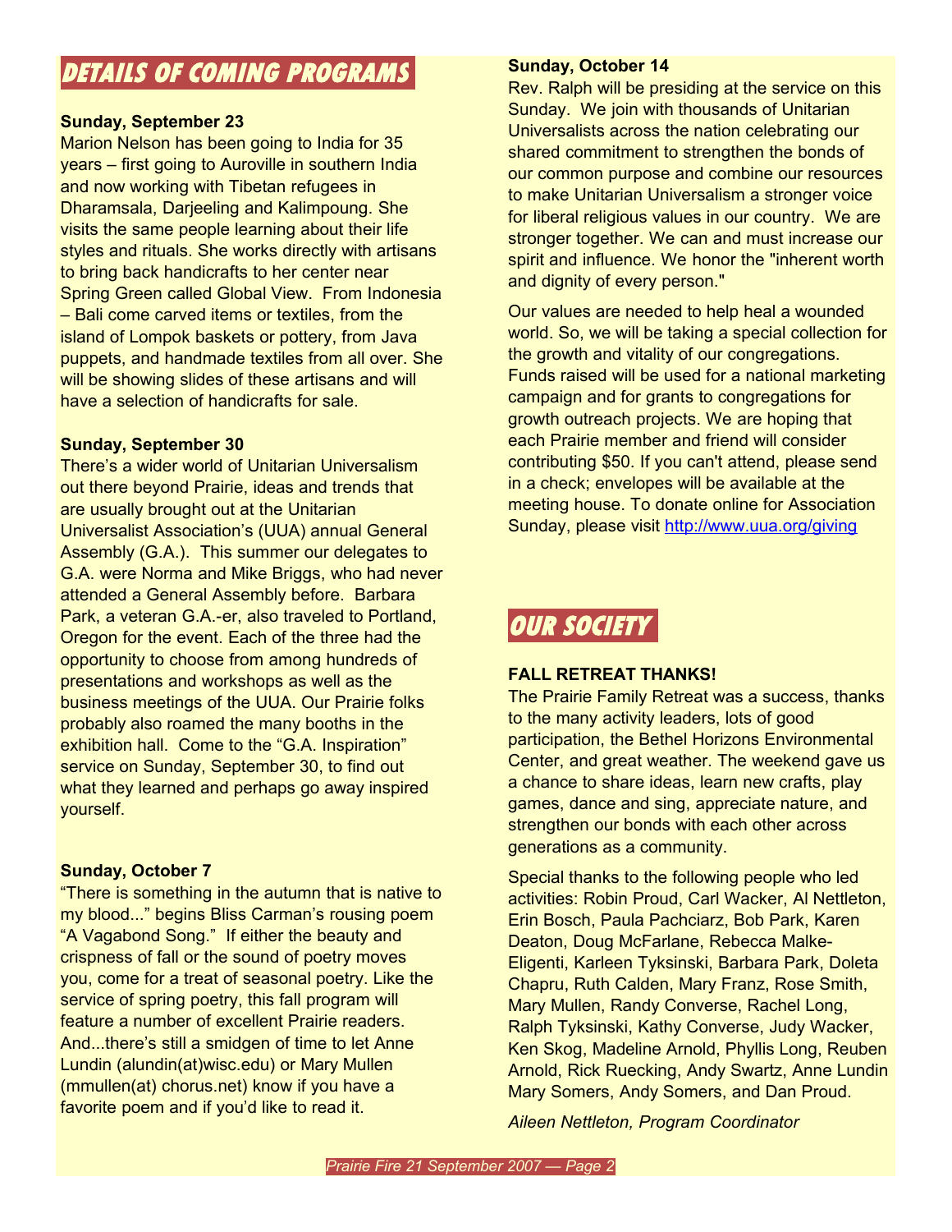## DETAILS OF COMING PROGRAMS

**Sunday, September 23**

Marion Nelson has been going to India for 35 years – first going to Auroville in southern India and now working with Tibetan refugees in Dharamsala, Darjeeling and Kalimpoung. She visits the same people learning about their life styles and rituals. She works directly with artisans to bring back handicrafts to her center near Spring Green called Global View. From Indonesia – Bali come carved items or textiles, from the island of Lompok baskets or pottery, from Java puppets, and handmade textiles from all over. She will be showing slides of these artisans and will have a selection of handicrafts for sale.

**Sunday, September 30**

There's a wider world of Unitarian Universalism out there beyond Prairie, ideas and trends that are usually brought out at the Unitarian Universalist Association's (UUA) annual General Assembly (G.A.). This summer our delegates to G.A. were Norma and Mike Briggs, who had never attended a General Assembly before. Barbara Park, a veteran G.A.-er, also traveled to Portland, Oregon for the event. Each of the three had the opportunity to choose from among hundreds of presentations and workshops as well as the business meetings of the UUA. Our Prairie folks probably also roamed the many booths in the exhibition hall. Come to the "G.A. Inspiration" service on Sunday, September 30, to find out what they learned and perhaps go away inspired yourself.

**Sunday, October 7**

"There is something in the autumn that is native to my blood..." begins Bliss Carman's rousing poem "A Vagabond Song." If either the beauty and crispness of fall or the sound of poetry moves you, come for a treat of seasonal poetry. Like the service of spring poetry, this fall program will feature a number of excellent Prairie readers. And...there's still a smidgen of time to let Anne Lundin (alundin(at)wisc.edu) or Mary Mullen (mmullen(at) chorus.net) know if you have a favorite poem and if you'd like to read it.

**Sunday, October 14**

Rev. Ralph will be presiding at the service on this Sunday. We join with thousands of Unitarian Universalists across the nation celebrating our shared commitment to strengthen the bonds of our common purpose and combine our resources to make Unitarian Universalism a stronger voice for liberal religious values in our country. We are stronger together. We can and must increase our spirit and influence. We honor the "inherent worth and dignity of every person."

Our values are needed to help heal a wounded world. So, we will be taking a special collection for the growth and vitality of our congregations. Funds raised will be used for a national marketing campaign and for grants to congregations for growth outreach projects. We are hoping that each Prairie member and friend will consider contributing $50. If you can't attend, please send in a check; envelopes will be available at the meeting house. To donate online for Association Sunday, please visit http://www.uua.org/giving

## OUR SOCIETY

**FALL RETREAT THANKS!**

The Prairie Family Retreat was a success, thanks to the many activity leaders, lots of good participation, the Bethel Horizons Environmental Center, and great weather. The weekend gave us a chance to share ideas, learn new crafts, play games, dance and sing, appreciate nature, and strengthen our bonds with each other across generations as a community.

Special thanks to the following people who led activities: Robin Proud, Carl Wacker, Al Nettleton, Erin Bosch, Paula Pachciarz, Bob Park, Karen Deaton, Doug McFarlane, Rebecca Malke-Eligenti, Karleen Tyksinski, Barbara Park, Doleta Chapru, Ruth Calden, Mary Franz, Rose Smith, Mary Mullen, Randy Converse, Rachel Long, Ralph Tyksinski, Kathy Converse, Judy Wacker, Ken Skog, Madeline Arnold, Phyllis Long, Reuben Arnold, Rick Ruecking, Andy Swartz, Anne Lundin Mary Somers, Andy Somers, and Dan Proud.

*Aileen Nettleton, Program Coordinator*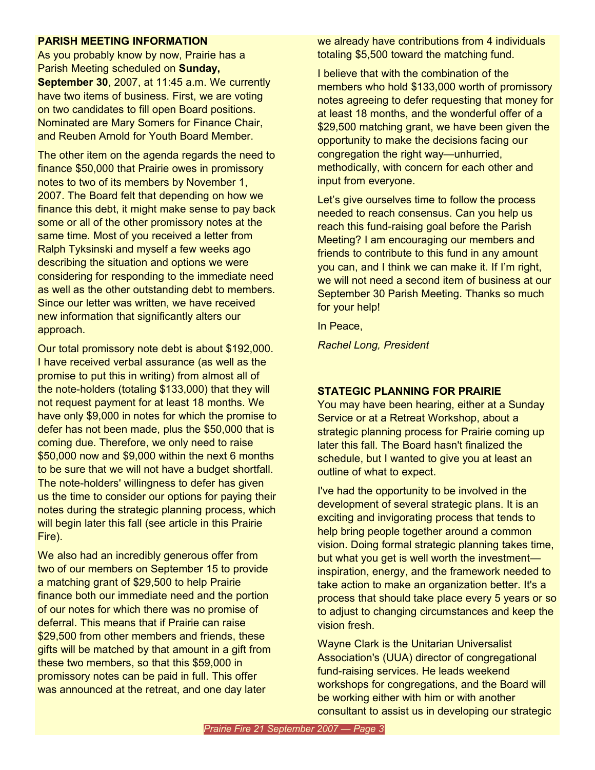**PARISH MEETING INFORMATION**

As you probably know by now, Prairie has a Parish Meeting scheduled on **Sunday, September 30**, 2007, at 11:45 a.m. We currently have two items of business. First, we are voting on two candidates to fill open Board positions. Nominated are Mary Somers for Finance Chair, and Reuben Arnold for Youth Board Member.

The other item on the agenda regards the need to finance $50,000 that Prairie owes in promissory notes to two of its members by November 1, 2007. The Board felt that depending on how we finance this debt, it might make sense to pay back some or all of the other promissory notes at the same time. Most of you received a letter from Ralph Tyksinski and myself a few weeks ago describing the situation and options we were considering for responding to the immediate need as well as the other outstanding debt to members. Since our letter was written, we have received new information that significantly alters our approach.

Our total promissory note debt is about $192,000. I have received verbal assurance (as well as the promise to put this in writing) from almost all of the note-holders (totaling $133,000) that they will not request payment for at least 18 months. We have only $9,000 in notes for which the promise to defer has not been made, plus the $50,000 that is coming due. Therefore, we only need to raise $50,000 now and $9,000 within the next 6 months to be sure that we will not have a budget shortfall. The note-holders' willingness to defer has given us the time to consider our options for paying their notes during the strategic planning process, which will begin later this fall (see article in this Prairie Fire).

We also had an incredibly generous offer from two of our members on September 15 to provide a matching grant of $29,500 to help Prairie finance both our immediate need and the portion of our notes for which there was no promise of deferral. This means that if Prairie can raise $29,500 from other members and friends, these gifts will be matched by that amount in a gift from these two members, so that this $59,000 in promissory notes can be paid in full. This offer was announced at the retreat, and one day later we already have contributions from 4 individuals totaling $5,500 toward the matching fund.

I believe that with the combination of the members who hold $133,000 worth of promissory notes agreeing to defer requesting that money for at least 18 months, and the wonderful offer of a $29,500 matching grant, we have been given the opportunity to make the decisions facing our congregation the right way—unhurried, methodically, with concern for each other and input from everyone.

Let's give ourselves time to follow the process needed to reach consensus. Can you help us reach this fund-raising goal before the Parish Meeting? I am encouraging our members and friends to contribute to this fund in any amount you can, and I think we can make it. If I'm right, we will not need a second item of business at our September 30 Parish Meeting. Thanks so much for your help!

In Peace,

*Rachel Long, President*

**STATEGIC PLANNING FOR PRAIRIE**

You may have been hearing, either at a Sunday Service or at a Retreat Workshop, about a strategic planning process for Prairie coming up later this fall. The Board hasn't finalized the schedule, but I wanted to give you at least an outline of what to expect.

I've had the opportunity to be involved in the development of several strategic plans. It is an exciting and invigorating process that tends to help bring people together around a common vision. Doing formal strategic planning takes time, but what you get is well worth the investment—inspiration, energy, and the framework needed to take action to make an organization better. It's a process that should take place every 5 years or so to adjust to changing circumstances and keep the vision fresh.

Wayne Clark is the Unitarian Universalist Association's (UUA) director of congregational fund-raising services. He leads weekend workshops for congregations, and the Board will be working either with him or with another consultant to assist us in developing our strategic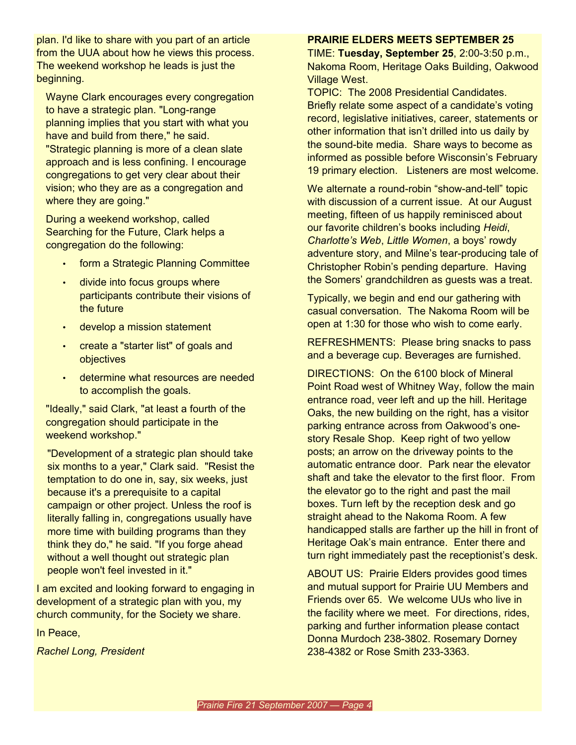plan. I'd like to share with you part of an article from the UUA about how he views this process. The weekend workshop he leads is just the beginning.

> Wayne Clark encourages every congregation to have a strategic plan. "Long-range planning implies that you start with what you have and build from there," he said. "Strategic planning is more of a clean slate approach and is less confining. I encourage congregations to get very clear about their vision; who they are as a congregation and where they are going."
>
> During a weekend workshop, called Searching for the Future, Clark helps a congregation do the following:
>
> - form a Strategic Planning Committee
> - divide into focus groups where participants contribute their visions of the future
> - develop a mission statement
> - create a "starter list" of goals and objectives
> - determine what resources are needed to accomplish the goals.
>
> "Ideally," said Clark, "at least a fourth of the congregation should participate in the weekend workshop."
>
> "Development of a strategic plan should take six months to a year," Clark said. "Resist the temptation to do one in, say, six weeks, just because it's a prerequisite to a capital campaign or other project. Unless the roof is literally falling in, congregations usually have more time with building programs than they think they do," he said. "If you forge ahead without a well thought out strategic plan people won't feel invested in it."

I am excited and looking forward to engaging in development of a strategic plan with you, my church community, for the Society we share.

In Peace,

*Rachel Long, President*

## PRAIRIE ELDERS MEETS SEPTEMBER 25

TIME: **Tuesday, September 25**, 2:00-3:50 p.m., Nakoma Room, Heritage Oaks Building, Oakwood Village West.

TOPIC: The 2008 Presidential Candidates. Briefly relate some aspect of a candidate's voting record, legislative initiatives, career, statements or other information that isn't drilled into us daily by the sound-bite media. Share ways to become as informed as possible before Wisconsin's February 19 primary election. Listeners are most welcome.

We alternate a round-robin "show-and-tell" topic with discussion of a current issue. At our August meeting, fifteen of us happily reminisced about our favorite children's books including *Heidi*, *Charlotte's Web*, *Little Women*, a boys' rowdy adventure story, and Milne's tear-producing tale of Christopher Robin's pending departure. Having the Somers' grandchildren as guests was a treat.

Typically, we begin and end our gathering with casual conversation. The Nakoma Room will be open at 1:30 for those who wish to come early.

REFRESHMENTS: Please bring snacks to pass and a beverage cup. Beverages are furnished.

DIRECTIONS: On the 6100 block of Mineral Point Road west of Whitney Way, follow the main entrance road, veer left and up the hill. Heritage Oaks, the new building on the right, has a visitor parking entrance across from Oakwood's one-story Resale Shop. Keep right of two yellow posts; an arrow on the driveway points to the automatic entrance door. Park near the elevator shaft and take the elevator to the first floor. From the elevator go to the right and past the mail boxes. Turn left by the reception desk and go straight ahead to the Nakoma Room. A few handicapped stalls are farther up the hill in front of Heritage Oak's main entrance. Enter there and turn right immediately past the receptionist's desk.

ABOUT US: Prairie Elders provides good times and mutual support for Prairie UU Members and Friends over 65. We welcome UUs who live in the facility where we meet. For directions, rides, parking and further information please contact Donna Murdoch 238-3802. Rosemary Dorney 238-4382 or Rose Smith 233-3363.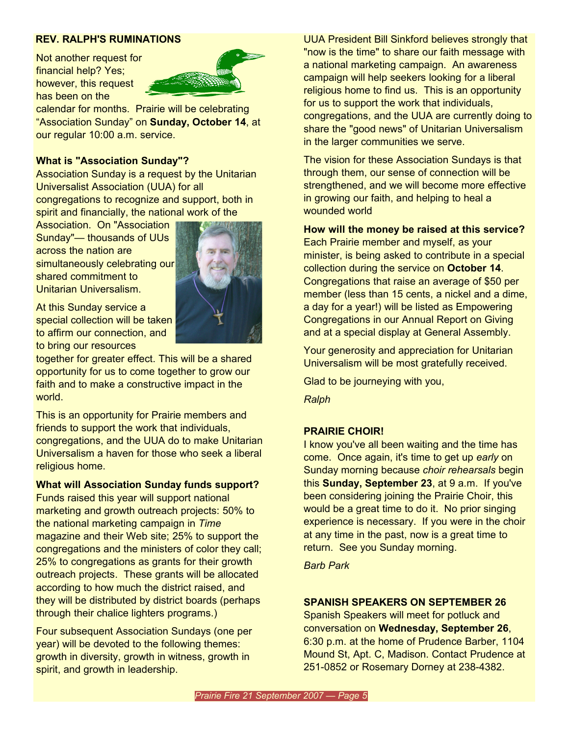## REV. RALPH'S RUMINATIONS

Not another request for financial help? Yes; however, this request has been on the calendar for months. Prairie will be celebrating "Association Sunday" on **Sunday, October 14**, at our regular 10:00 a.m. service.

**What is "Association Sunday"?**
Association Sunday is a request by the Unitarian Universalist Association (UUA) for all congregations to recognize and support, both in spirit and financially, the national work of the Association. On "Association Sunday"— thousands of UUs across the nation are simultaneously celebrating our shared commitment to Unitarian Universalism.

At this Sunday service a special collection will be taken to affirm our connection, and to bring our resources together for greater effect. This will be a shared opportunity for us to come together to grow our faith and to make a constructive impact in the world.

This is an opportunity for Prairie members and friends to support the work that individuals, congregations, and the UUA do to make Unitarian Universalism a haven for those who seek a liberal religious home.

**What will Association Sunday funds support?**
Funds raised this year will support national marketing and growth outreach projects: 50% to the national marketing campaign in *Time* magazine and their Web site; 25% to support the congregations and the ministers of color they call; 25% to congregations as grants for their growth outreach projects. These grants will be allocated according to how much the district raised, and they will be distributed by district boards (perhaps through their chalice lighters programs.)

Four subsequent Association Sundays (one per year) will be devoted to the following themes: growth in diversity, growth in witness, growth in spirit, and growth in leadership.

UUA President Bill Sinkford believes strongly that "now is the time" to share our faith message with a national marketing campaign. An awareness campaign will help seekers looking for a liberal religious home to find us. This is an opportunity for us to support the work that individuals, congregations, and the UUA are currently doing to share the "good news" of Unitarian Universalism in the larger communities we serve.

The vision for these Association Sundays is that through them, our sense of connection will be strengthened, and we will become more effective in growing our faith, and helping to heal a wounded world

**How will the money be raised at this service?**
Each Prairie member and myself, as your minister, is being asked to contribute in a special collection during the service on **October 14**. Congregations that raise an average of $50 per member (less than 15 cents, a nickel and a dime, a day for a year!) will be listed as Empowering Congregations in our Annual Report on Giving and at a special display at General Assembly.

Your generosity and appreciation for Unitarian Universalism will be most gratefully received.

Glad to be journeying with you,

*Ralph*

## PRAIRIE CHOIR!

I know you've all been waiting and the time has come. Once again, it's time to get up *early* on Sunday morning because *choir rehearsals* begin this **Sunday, September 23**, at 9 a.m. If you've been considering joining the Prairie Choir, this would be a great time to do it. No prior singing experience is necessary. If you were in the choir at any time in the past, now is a great time to return. See you Sunday morning.

*Barb Park*

## SPANISH SPEAKERS ON SEPTEMBER 26

Spanish Speakers will meet for potluck and conversation on **Wednesday, September 26**, 6:30 p.m. at the home of Prudence Barber, 1104 Mound St, Apt. C, Madison. Contact Prudence at 251-0852 or Rosemary Dorney at 238-4382.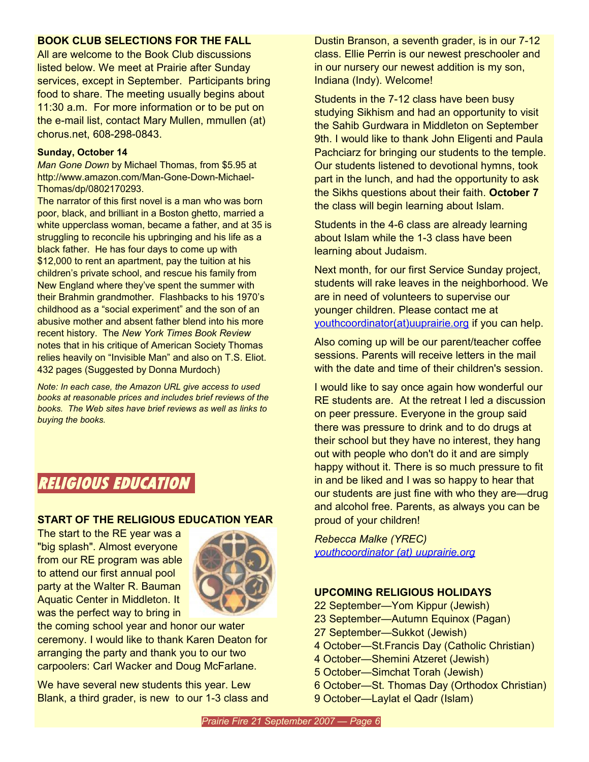## BOOK CLUB SELECTIONS FOR THE FALL

All are welcome to the Book Club discussions listed below. We meet at Prairie after Sunday services, except in September. Participants bring food to share. The meeting usually begins about 11:30 a.m. For more information or to be put on the e-mail list, contact Mary Mullen, mmullen (at) chorus.net, 608-298-0843.

**Sunday, October 14**

*Man Gone Down* by Michael Thomas, from $5.95 at http://www.amazon.com/Man-Gone-Down-Michael-Thomas/dp/0802170293.

The narrator of this first novel is a man who was born poor, black, and brilliant in a Boston ghetto, married a white upperclass woman, became a father, and at 35 is struggling to reconcile his upbringing and his life as a black father. He has four days to come up with $12,000 to rent an apartment, pay the tuition at his children's private school, and rescue his family from New England where they've spent the summer with their Brahmin grandmother. Flashbacks to his 1970's childhood as a "social experiment" and the son of an abusive mother and absent father blend into his more recent history. The *New York Times Book Review* notes that in his critique of American Society Thomas relies heavily on "Invisible Man" and also on T.S. Eliot. 432 pages (Suggested by Donna Murdoch)

*Note: In each case, the Amazon URL give access to used books at reasonable prices and includes brief reviews of the books. The Web sites have brief reviews as well as links to buying the books.*

# RELIGIOUS EDUCATION

## START OF THE RELIGIOUS EDUCATION YEAR

The start to the RE year was a "big splash". Almost everyone from our RE program was able to attend our first annual pool party at the Walter R. Bauman Aquatic Center in Middleton. It was the perfect way to bring in the coming school year and honor our water ceremony. I would like to thank Karen Deaton for arranging the party and thank you to our two carpoolers: Carl Wacker and Doug McFarlane.

We have several new students this year. Lew Blank, a third grader, is new to our 1-3 class and Dustin Branson, a seventh grader, is in our 7-12 class. Ellie Perrin is our newest preschooler and in our nursery our newest addition is my son, Indiana (Indy). Welcome!

Students in the 7-12 class have been busy studying Sikhism and had an opportunity to visit the Sahib Gurdwara in Middleton on September 9th. I would like to thank John Eligenti and Paula Pachciarz for bringing our students to the temple. Our students listened to devotional hymns, took part in the lunch, and had the opportunity to ask the Sikhs questions about their faith. **October 7** the class will begin learning about Islam.

Students in the 4-6 class are already learning about Islam while the 1-3 class have been learning about Judaism.

Next month, for our first Service Sunday project, students will rake leaves in the neighborhood. We are in need of volunteers to supervise our younger children. Please contact me at youthcoordinator(at)uuprairie.org if you can help.

Also coming up will be our parent/teacher coffee sessions. Parents will receive letters in the mail with the date and time of their children's session.

I would like to say once again how wonderful our RE students are. At the retreat I led a discussion on peer pressure. Everyone in the group said there was pressure to drink and to do drugs at their school but they have no interest, they hang out with people who don't do it and are simply happy without it. There is so much pressure to fit in and be liked and I was so happy to hear that our students are just fine with who they are—drug and alcohol free. Parents, as always you can be proud of your children!

*Rebecca Malke (YREC)*
*youthcoordinator (at) uuprairie.org*

## UPCOMING RELIGIOUS HOLIDAYS

22 September—Yom Kippur (Jewish)
23 September—Autumn Equinox (Pagan)
27 September—Sukkot (Jewish)
4 October—St.Francis Day (Catholic Christian)
4 October—Shemini Atzeret (Jewish)
5 October—Simchat Torah (Jewish)
6 October—St. Thomas Day (Orthodox Christian)
9 October—Laylat el Qadr (Islam)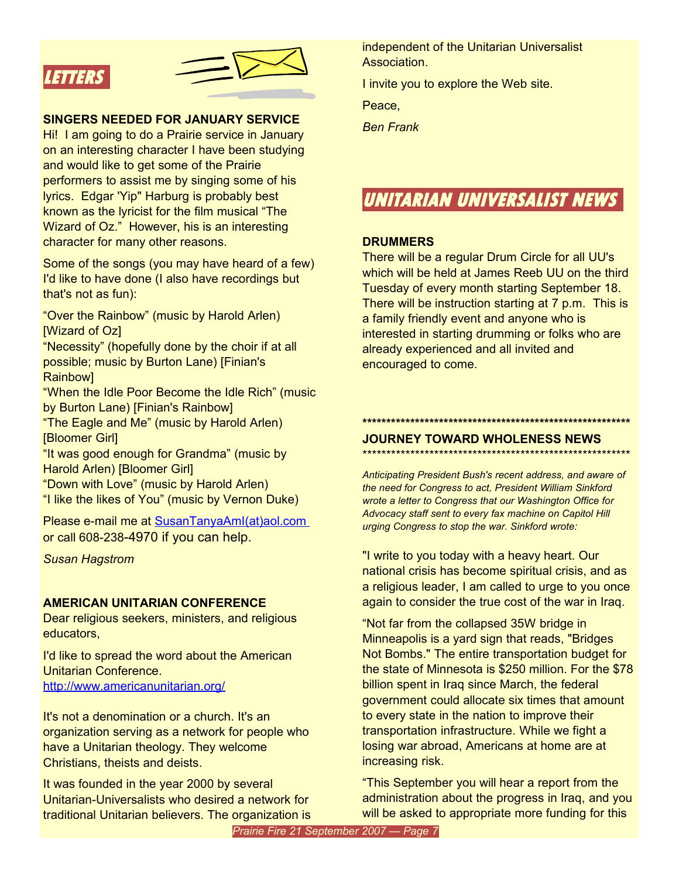# LETTERS

**SINGERS NEEDED FOR JANUARY SERVICE**

Hi! I am going to do a Prairie service in January on an interesting character I have been studying and would like to get some of the Prairie performers to assist me by singing some of his lyrics. Edgar 'Yip" Harburg is probably best known as the lyricist for the film musical "The Wizard of Oz." However, his is an interesting character for many other reasons.

Some of the songs (you may have heard of a few) I'd like to have done (I also have recordings but that's not as fun):

"Over the Rainbow" (music by Harold Arlen) [Wizard of Oz]
"Necessity" (hopefully done by the choir if at all possible; music by Burton Lane) [Finian's Rainbow]
"When the Idle Poor Become the Idle Rich" (music by Burton Lane) [Finian's Rainbow]
"The Eagle and Me" (music by Harold Arlen) [Bloomer Girl]
"It was good enough for Grandma" (music by Harold Arlen) [Bloomer Girl]
"Down with Love" (music by Harold Arlen)
"I like the likes of You" (music by Vernon Duke)

Please e-mail me at SusanTanyaAml(at)aol.com or call 608-238-4970 if you can help.

*Susan Hagstrom*

**AMERICAN UNITARIAN CONFERENCE**

Dear religious seekers, ministers, and religious educators,

I'd like to spread the word about the American Unitarian Conference.
http://www.americanunitarian.org/

It's not a denomination or a church. It's an organization serving as a network for people who have a Unitarian theology. They welcome Christians, theists and deists.

It was founded in the year 2000 by several Unitarian-Universalists who desired a network for traditional Unitarian believers. The organization is independent of the Unitarian Universalist Association.

I invite you to explore the Web site.

Peace,

*Ben Frank*

# UNITARIAN UNIVERSALIST NEWS

**DRUMMERS**

There will be a regular Drum Circle for all UU's which will be held at James Reeb UU on the third Tuesday of every month starting September 18. There will be instruction starting at 7 p.m. This is a family friendly event and anyone who is interested in starting drumming or folks who are already experienced and all invited and encouraged to come.

**************************************************************

**JOURNEY TOWARD WHOLENESS NEWS**

**************************************************************

*Anticipating President Bush's recent address, and aware of the need for Congress to act, President William Sinkford wrote a letter to Congress that our Washington Office for Advocacy staff sent to every fax machine on Capitol Hill urging Congress to stop the war. Sinkford wrote:*

"I write to you today with a heavy heart. Our national crisis has become spiritual crisis, and as a religious leader, I am called to urge to you once again to consider the true cost of the war in Iraq.

"Not far from the collapsed 35W bridge in Minneapolis is a yard sign that reads, "Bridges Not Bombs." The entire transportation budget for the state of Minnesota is $250 million. For the $78 billion spent in Iraq since March, the federal government could allocate six times that amount to every state in the nation to improve their transportation infrastructure. While we fight a losing war abroad, Americans at home are at increasing risk.

"This September you will hear a report from the administration about the progress in Iraq, and you will be asked to appropriate more funding for this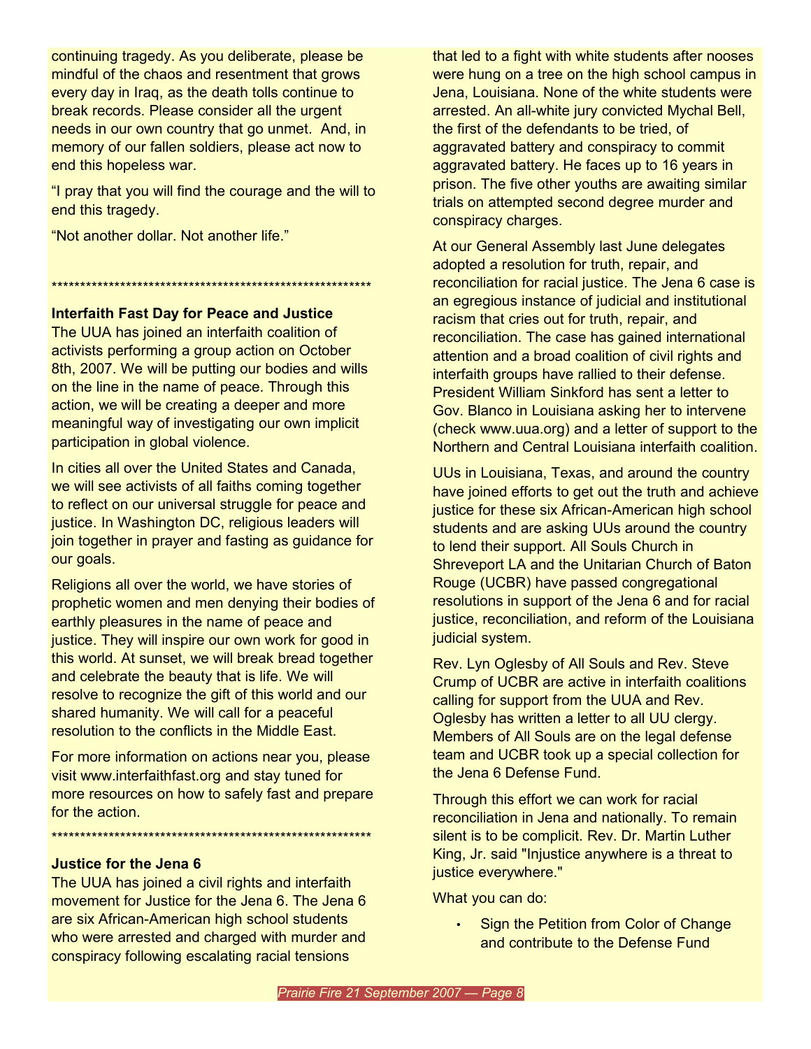continuing tragedy. As you deliberate, please be mindful of the chaos and resentment that grows every day in Iraq, as the death tolls continue to break records. Please consider all the urgent needs in our own country that go unmet. And, in memory of our fallen soldiers, please act now to end this hopeless war.

"I pray that you will find the courage and the will to end this tragedy.

"Not another dollar. Not another life."

************************************************************

**Interfaith Fast Day for Peace and Justice**

The UUA has joined an interfaith coalition of activists performing a group action on October 8th, 2007. We will be putting our bodies and wills on the line in the name of peace. Through this action, we will be creating a deeper and more meaningful way of investigating our own implicit participation in global violence.

In cities all over the United States and Canada, we will see activists of all faiths coming together to reflect on our universal struggle for peace and justice. In Washington DC, religious leaders will join together in prayer and fasting as guidance for our goals.

Religions all over the world, we have stories of prophetic women and men denying their bodies of earthly pleasures in the name of peace and justice. They will inspire our own work for good in this world. At sunset, we will break bread together and celebrate the beauty that is life. We will resolve to recognize the gift of this world and our shared humanity. We will call for a peaceful resolution to the conflicts in the Middle East.

For more information on actions near you, please visit www.interfaithfast.org and stay tuned for more resources on how to safely fast and prepare for the action.

************************************************************

**Justice for the Jena 6**

The UUA has joined a civil rights and interfaith movement for Justice for the Jena 6. The Jena 6 are six African-American high school students who were arrested and charged with murder and conspiracy following escalating racial tensions that led to a fight with white students after nooses were hung on a tree on the high school campus in Jena, Louisiana. None of the white students were arrested. An all-white jury convicted Mychal Bell, the first of the defendants to be tried, of aggravated battery and conspiracy to commit aggravated battery. He faces up to 16 years in prison. The five other youths are awaiting similar trials on attempted second degree murder and conspiracy charges.

At our General Assembly last June delegates adopted a resolution for truth, repair, and reconciliation for racial justice. The Jena 6 case is an egregious instance of judicial and institutional racism that cries out for truth, repair, and reconciliation. The case has gained international attention and a broad coalition of civil rights and interfaith groups have rallied to their defense. President William Sinkford has sent a letter to Gov. Blanco in Louisiana asking her to intervene (check www.uua.org) and a letter of support to the Northern and Central Louisiana interfaith coalition.

UUs in Louisiana, Texas, and around the country have joined efforts to get out the truth and achieve justice for these six African-American high school students and are asking UUs around the country to lend their support. All Souls Church in Shreveport LA and the Unitarian Church of Baton Rouge (UCBR) have passed congregational resolutions in support of the Jena 6 and for racial justice, reconciliation, and reform of the Louisiana judicial system.

Rev. Lyn Oglesby of All Souls and Rev. Steve Crump of UCBR are active in interfaith coalitions calling for support from the UUA and Rev. Oglesby has written a letter to all UU clergy. Members of All Souls are on the legal defense team and UCBR took up a special collection for the Jena 6 Defense Fund.

Through this effort we can work for racial reconciliation in Jena and nationally. To remain silent is to be complicit. Rev. Dr. Martin Luther King, Jr. said "Injustice anywhere is a threat to justice everywhere."

What you can do:

- Sign the Petition from Color of Change and contribute to the Defense Fund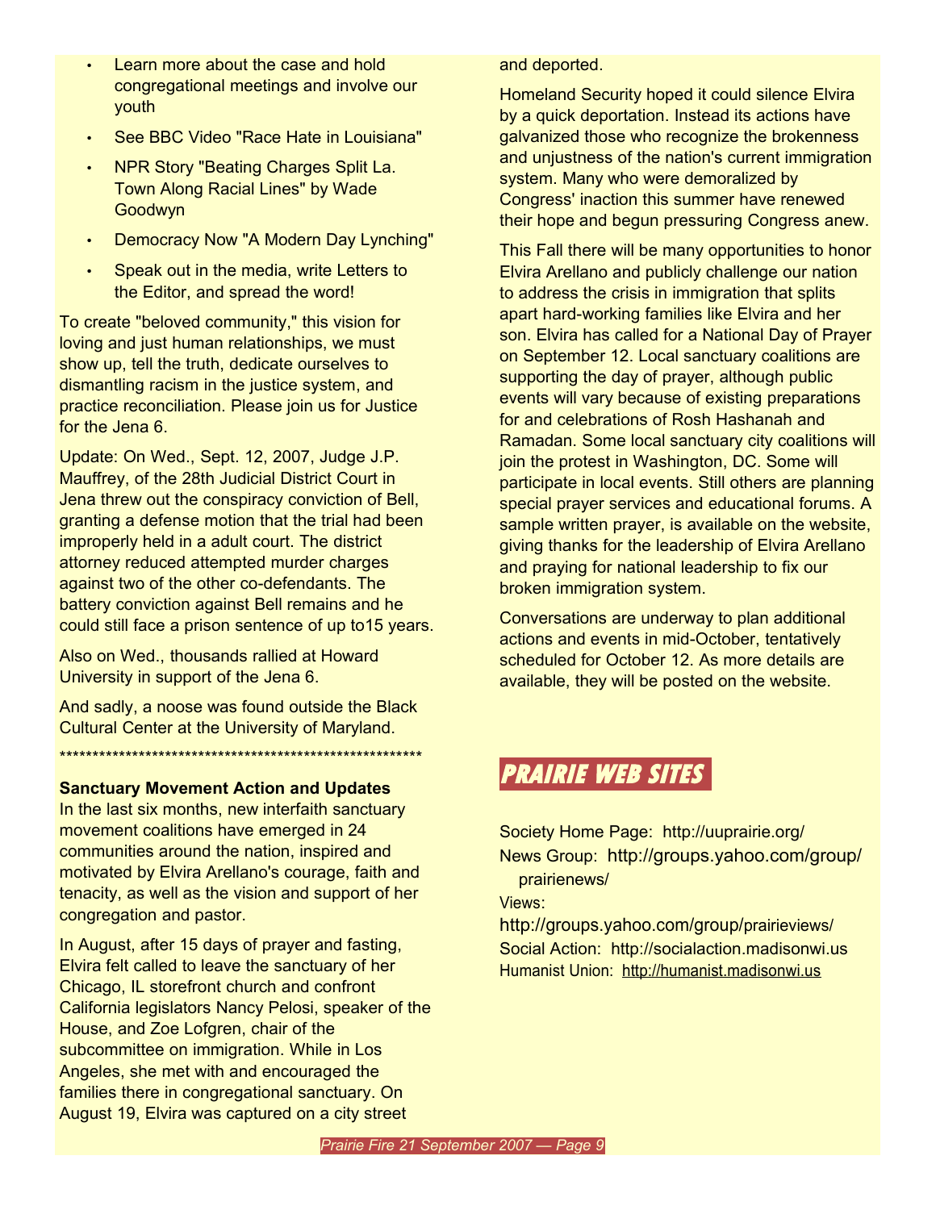- Learn more about the case and hold congregational meetings and involve our youth
- See BBC Video "Race Hate in Louisiana"
- NPR Story "Beating Charges Split La. Town Along Racial Lines" by Wade Goodwyn
- Democracy Now "A Modern Day Lynching"
- Speak out in the media, write Letters to the Editor, and spread the word!

To create "beloved community," this vision for loving and just human relationships, we must show up, tell the truth, dedicate ourselves to dismantling racism in the justice system, and practice reconciliation. Please join us for Justice for the Jena 6.

Update: On Wed., Sept. 12, 2007, Judge J.P. Mauffrey, of the 28th Judicial District Court in Jena threw out the conspiracy conviction of Bell, granting a defense motion that the trial had been improperly held in a adult court. The district attorney reduced attempted murder charges against two of the other co-defendants. The battery conviction against Bell remains and he could still face a prison sentence of up to15 years.

Also on Wed., thousands rallied at Howard University in support of the Jena 6.

And sadly, a noose was found outside the Black Cultural Center at the University of Maryland.

********************************************************

**Sanctuary Movement Action and Updates**

In the last six months, new interfaith sanctuary movement coalitions have emerged in 24 communities around the nation, inspired and motivated by Elvira Arellano's courage, faith and tenacity, as well as the vision and support of her congregation and pastor.

In August, after 15 days of prayer and fasting, Elvira felt called to leave the sanctuary of her Chicago, IL storefront church and confront California legislators Nancy Pelosi, speaker of the House, and Zoe Lofgren, chair of the subcommittee on immigration. While in Los Angeles, she met with and encouraged the families there in congregational sanctuary. On August 19, Elvira was captured on a city street and deported.

Homeland Security hoped it could silence Elvira by a quick deportation. Instead its actions have galvanized those who recognize the brokenness and unjustness of the nation's current immigration system. Many who were demoralized by Congress' inaction this summer have renewed their hope and begun pressuring Congress anew.

This Fall there will be many opportunities to honor Elvira Arellano and publicly challenge our nation to address the crisis in immigration that splits apart hard-working families like Elvira and her son. Elvira has called for a National Day of Prayer on September 12. Local sanctuary coalitions are supporting the day of prayer, although public events will vary because of existing preparations for and celebrations of Rosh Hashanah and Ramadan. Some local sanctuary city coalitions will join the protest in Washington, DC. Some will participate in local events. Still others are planning special prayer services and educational forums. A sample written prayer, is available on the website, giving thanks for the leadership of Elvira Arellano and praying for national leadership to fix our broken immigration system.

Conversations are underway to plan additional actions and events in mid-October, tentatively scheduled for October 12. As more details are available, they will be posted on the website.

## *PRAIRIE WEB SITES*

Society Home Page: http://uuprairie.org/

News Group: http://groups.yahoo.com/group/prairienews/

Views: http://groups.yahoo.com/group/prairieviews/

Social Action: http://socialaction.madisonwi.us

Humanist Union: http://humanist.madisonwi.us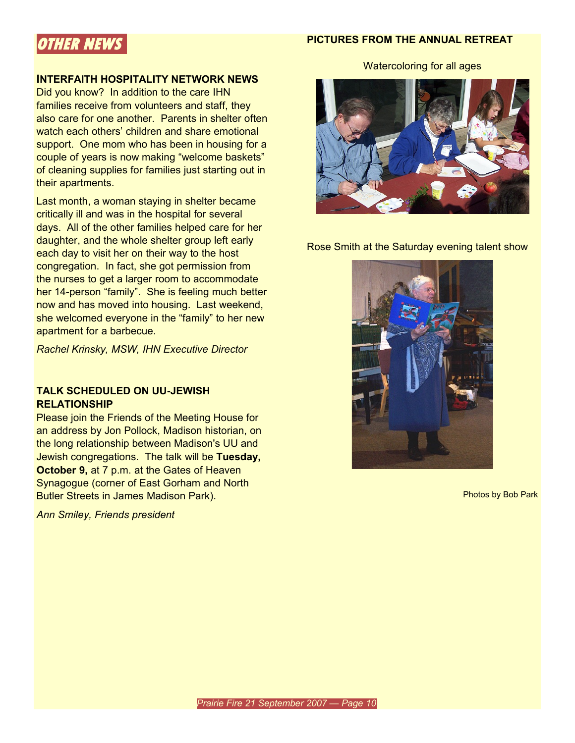# OTHER NEWS

### INTERFAITH HOSPITALITY NETWORK NEWS

Did you know? In addition to the care IHN families receive from volunteers and staff, they also care for one another. Parents in shelter often watch each others' children and share emotional support. One mom who has been in housing for a couple of years is now making "welcome baskets" of cleaning supplies for families just starting out in their apartments.

Last month, a woman staying in shelter became critically ill and was in the hospital for several days. All of the other families helped care for her daughter, and the whole shelter group left early each day to visit her on their way to the host congregation. In fact, she got permission from the nurses to get a larger room to accommodate her 14-person "family". She is feeling much better now and has moved into housing. Last weekend, she welcomed everyone in the "family" to her new apartment for a barbecue.

*Rachel Krinsky, MSW, IHN Executive Director*

### TALK SCHEDULED ON UU-JEWISH RELATIONSHIP

Please join the Friends of the Meeting House for an address by Jon Pollock, Madison historian, on the long relationship between Madison's UU and Jewish congregations. The talk will be **Tuesday, October 9,** at 7 p.m. at the Gates of Heaven Synagogue (corner of East Gorham and North Butler Streets in James Madison Park).

*Ann Smiley, Friends president*

### PICTURES FROM THE ANNUAL RETREAT

Watercoloring for all ages

Rose Smith at the Saturday evening talent show

Photos by Bob Park